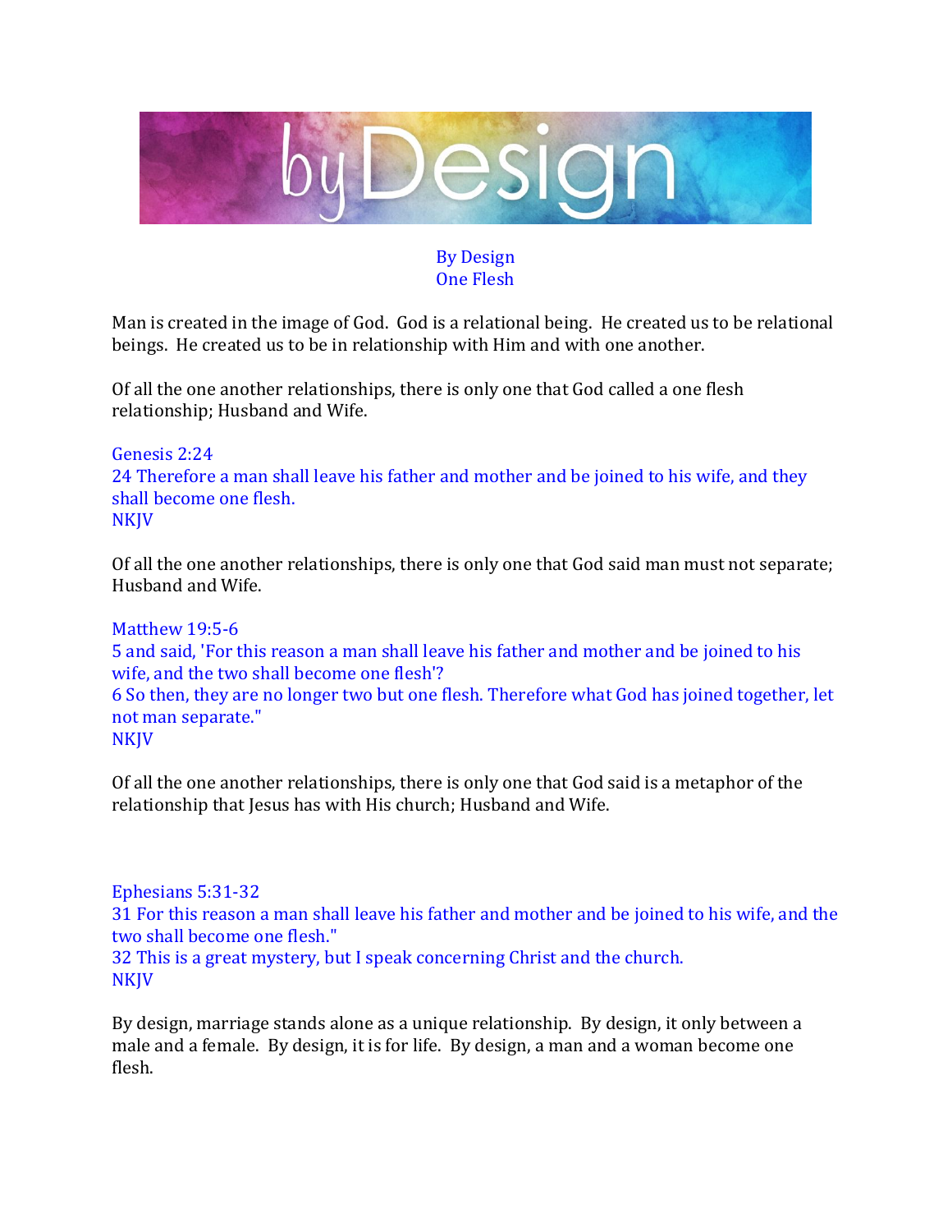# byDesign

## By Design
## One Flesh

Man is created in the image of God. God is a relational being. He created us to be relational beings. He created us to be in relationship with Him and with one another.

Of all the one another relationships, there is only one that God called a one flesh relationship; Husband and Wife.

Genesis 2:24
24 Therefore a man shall leave his father and mother and be joined to his wife, and they shall become one flesh.
NKJV

Of all the one another relationships, there is only one that God said man must not separate; Husband and Wife.

Matthew 19:5-6
5 and said, 'For this reason a man shall leave his father and mother and be joined to his wife, and the two shall become one flesh'?
6 So then, they are no longer two but one flesh. Therefore what God has joined together, let not man separate."
NKJV

Of all the one another relationships, there is only one that God said is a metaphor of the relationship that Jesus has with His church; Husband and Wife.

Ephesians 5:31-32
31 For this reason a man shall leave his father and mother and be joined to his wife, and the two shall become one flesh."
32 This is a great mystery, but I speak concerning Christ and the church.
NKJV

By design, marriage stands alone as a unique relationship. By design, it only between a male and a female. By design, it is for life. By design, a man and a woman become one flesh.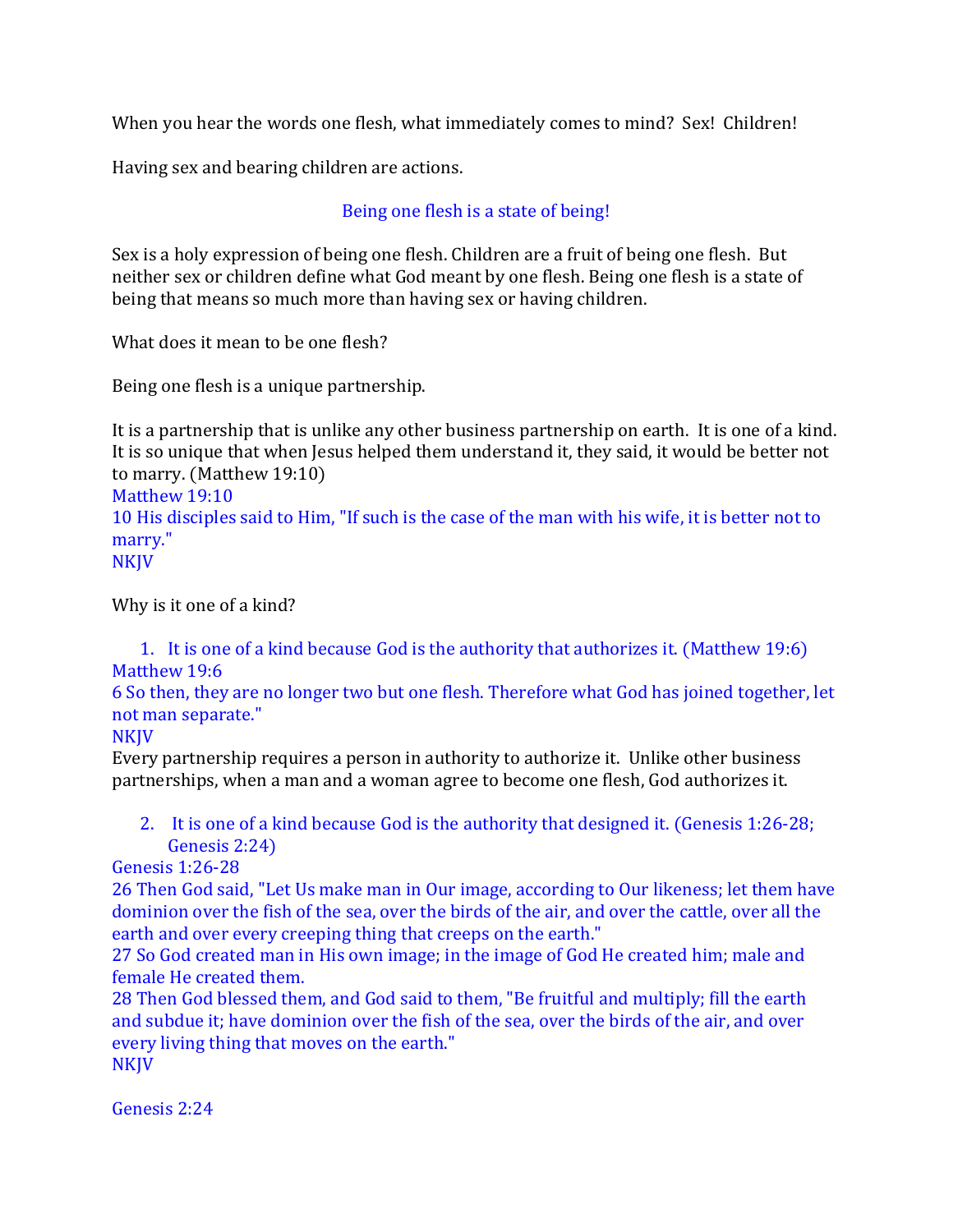When you hear the words one flesh, what immediately comes to mind? Sex! Children!

Having sex and bearing children are actions.

Being one flesh is a state of being!

Sex is a holy expression of being one flesh. Children are a fruit of being one flesh. But neither sex or children define what God meant by one flesh. Being one flesh is a state of being that means so much more than having sex or having children.

What does it mean to be one flesh?

Being one flesh is a unique partnership.

It is a partnership that is unlike any other business partnership on earth. It is one of a kind. It is so unique that when Jesus helped them understand it, they said, it would be better not to marry. (Matthew 19:10)

Matthew 19:10
10 His disciples said to Him, "If such is the case of the man with his wife, it is better not to marry."
NKJV

Why is it one of a kind?

1. It is one of a kind because God is the authority that authorizes it. (Matthew 19:6)

Matthew 19:6
6 So then, they are no longer two but one flesh. Therefore what God has joined together, let not man separate."
NKJV

Every partnership requires a person in authority to authorize it. Unlike other business partnerships, when a man and a woman agree to become one flesh, God authorizes it.

2. It is one of a kind because God is the authority that designed it. (Genesis 1:26-28; Genesis 2:24)

Genesis 1:26-28
26 Then God said, "Let Us make man in Our image, according to Our likeness; let them have dominion over the fish of the sea, over the birds of the air, and over the cattle, over all the earth and over every creeping thing that creeps on the earth."
27 So God created man in His own image; in the image of God He created him; male and female He created them.
28 Then God blessed them, and God said to them, "Be fruitful and multiply; fill the earth and subdue it; have dominion over the fish of the sea, over the birds of the air, and over every living thing that moves on the earth."
NKJV

Genesis 2:24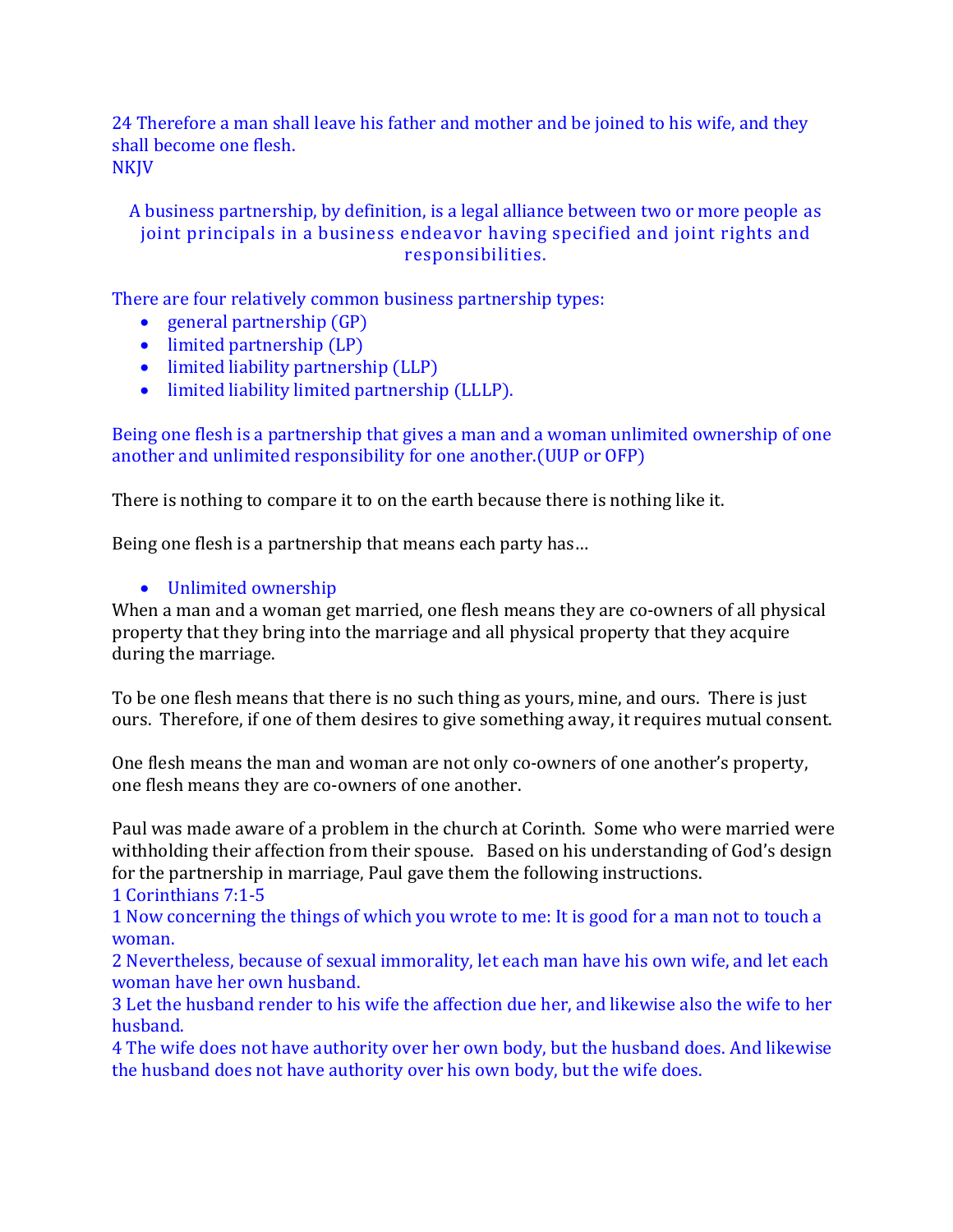24 Therefore a man shall leave his father and mother and be joined to his wife, and they shall become one flesh.
NKJV

A business partnership, by definition, is a legal alliance between two or more people as joint principals in a business endeavor having specified and joint rights and responsibilities.

There are four relatively common business partnership types:

- general partnership (GP)
- limited partnership (LP)
- limited liability partnership (LLP)
- limited liability limited partnership (LLLP).

Being one flesh is a partnership that gives a man and a woman unlimited ownership of one another and unlimited responsibility for one another.(UUP or OFP)

There is nothing to compare it to on the earth because there is nothing like it.

Being one flesh is a partnership that means each party has…

- Unlimited ownership

When a man and a woman get married, one flesh means they are co-owners of all physical property that they bring into the marriage and all physical property that they acquire during the marriage.

To be one flesh means that there is no such thing as yours, mine, and ours. There is just ours. Therefore, if one of them desires to give something away, it requires mutual consent.

One flesh means the man and woman are not only co-owners of one another's property, one flesh means they are co-owners of one another.

Paul was made aware of a problem in the church at Corinth. Some who were married were withholding their affection from their spouse. Based on his understanding of God's design for the partnership in marriage, Paul gave them the following instructions.
1 Corinthians 7:1-5
1 Now concerning the things of which you wrote to me: It is good for a man not to touch a woman.
2 Nevertheless, because of sexual immorality, let each man have his own wife, and let each woman have her own husband.
3 Let the husband render to his wife the affection due her, and likewise also the wife to her husband.
4 The wife does not have authority over her own body, but the husband does. And likewise the husband does not have authority over his own body, but the wife does.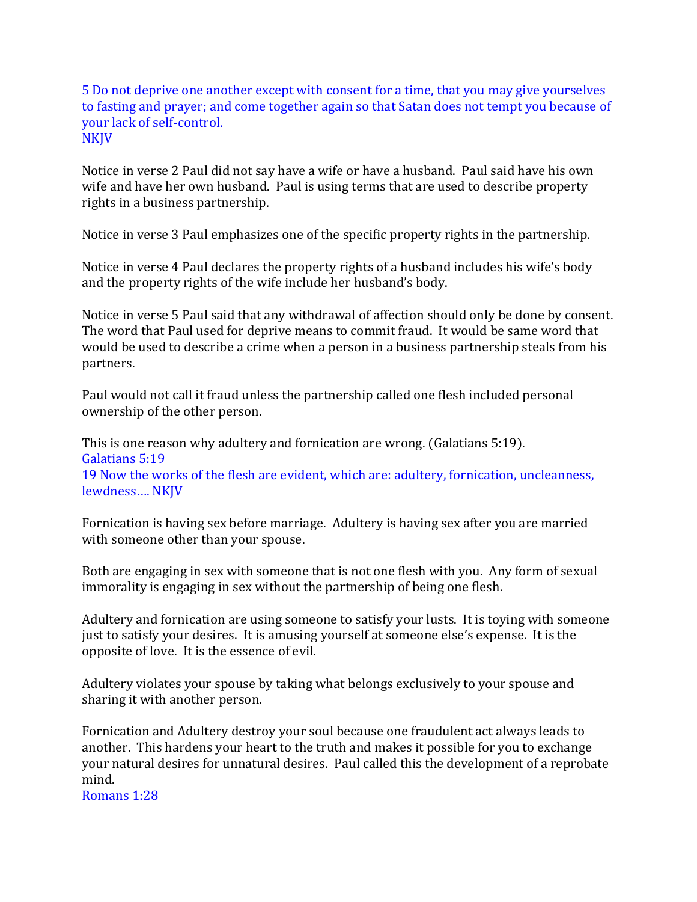5 Do not deprive one another except with consent for a time, that you may give yourselves to fasting and prayer; and come together again so that Satan does not tempt you because of your lack of self-control.
NKJV

Notice in verse 2 Paul did not say have a wife or have a husband. Paul said have his own wife and have her own husband. Paul is using terms that are used to describe property rights in a business partnership.

Notice in verse 3 Paul emphasizes one of the specific property rights in the partnership.

Notice in verse 4 Paul declares the property rights of a husband includes his wife's body and the property rights of the wife include her husband's body.

Notice in verse 5 Paul said that any withdrawal of affection should only be done by consent. The word that Paul used for deprive means to commit fraud. It would be same word that would be used to describe a crime when a person in a business partnership steals from his partners.

Paul would not call it fraud unless the partnership called one flesh included personal ownership of the other person.

This is one reason why adultery and fornication are wrong. (Galatians 5:19).
Galatians 5:19
19 Now the works of the flesh are evident, which are: adultery, fornication, uncleanness, lewdness…. NKJV

Fornication is having sex before marriage. Adultery is having sex after you are married with someone other than your spouse.

Both are engaging in sex with someone that is not one flesh with you. Any form of sexual immorality is engaging in sex without the partnership of being one flesh.

Adultery and fornication are using someone to satisfy your lusts. It is toying with someone just to satisfy your desires. It is amusing yourself at someone else's expense. It is the opposite of love. It is the essence of evil.

Adultery violates your spouse by taking what belongs exclusively to your spouse and sharing it with another person.

Fornication and Adultery destroy your soul because one fraudulent act always leads to another. This hardens your heart to the truth and makes it possible for you to exchange your natural desires for unnatural desires. Paul called this the development of a reprobate mind.
Romans 1:28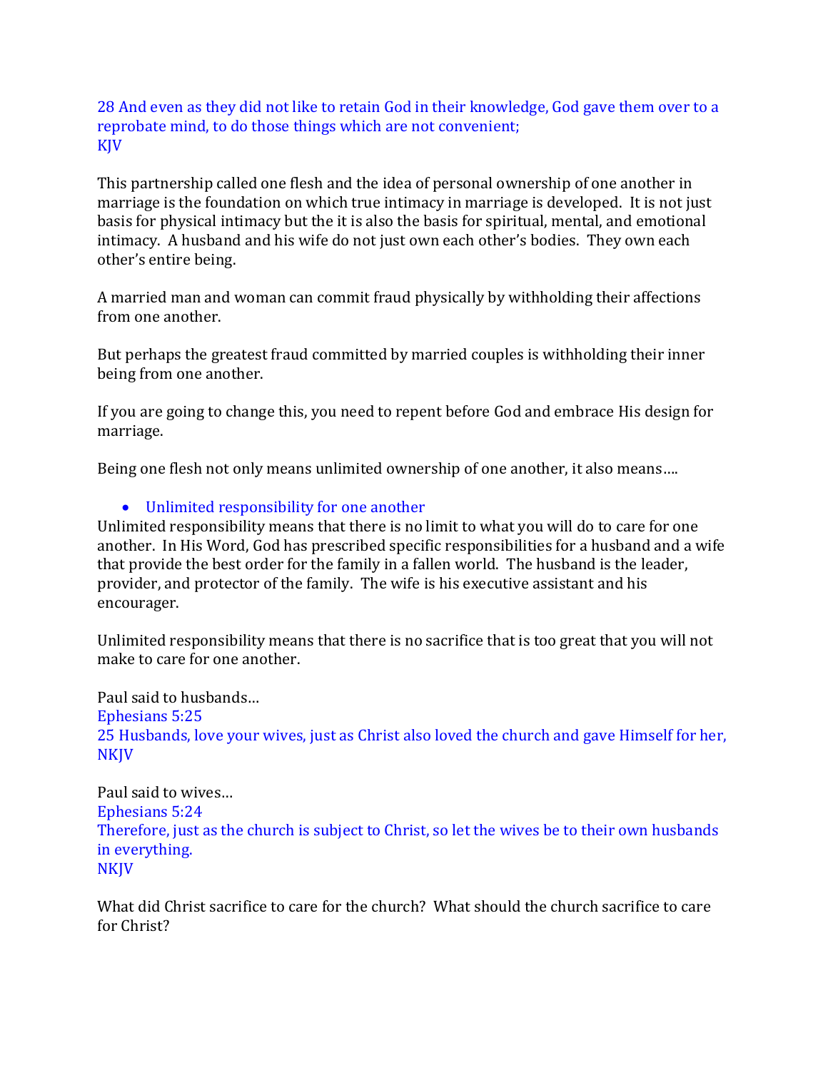28 And even as they did not like to retain God in their knowledge, God gave them over to a reprobate mind, to do those things which are not convenient;
KJV

This partnership called one flesh and the idea of personal ownership of one another in marriage is the foundation on which true intimacy in marriage is developed. It is not just basis for physical intimacy but the it is also the basis for spiritual, mental, and emotional intimacy. A husband and his wife do not just own each other's bodies. They own each other's entire being.

A married man and woman can commit fraud physically by withholding their affections from one another.

But perhaps the greatest fraud committed by married couples is withholding their inner being from one another.

If you are going to change this, you need to repent before God and embrace His design for marriage.

Being one flesh not only means unlimited ownership of one another, it also means….

- Unlimited responsibility for one another

Unlimited responsibility means that there is no limit to what you will do to care for one another. In His Word, God has prescribed specific responsibilities for a husband and a wife that provide the best order for the family in a fallen world. The husband is the leader, provider, and protector of the family. The wife is his executive assistant and his encourager.

Unlimited responsibility means that there is no sacrifice that is too great that you will not make to care for one another.

Paul said to husbands…
Ephesians 5:25
25 Husbands, love your wives, just as Christ also loved the church and gave Himself for her,
NKJV

Paul said to wives…
Ephesians 5:24
Therefore, just as the church is subject to Christ, so let the wives be to their own husbands in everything.
NKJV

What did Christ sacrifice to care for the church? What should the church sacrifice to care for Christ?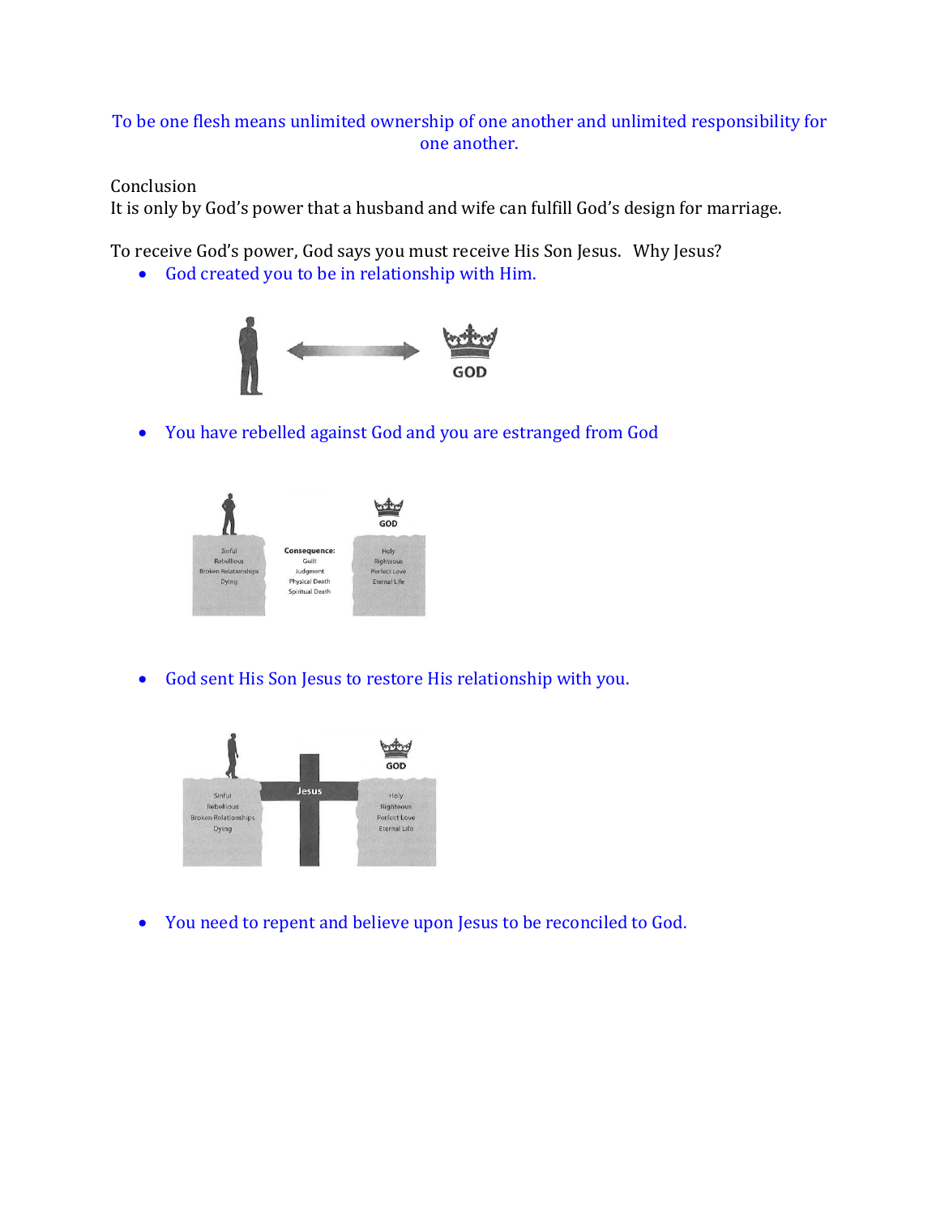To be one flesh means unlimited ownership of one another and unlimited responsibility for one another.

Conclusion

It is only by God's power that a husband and wife can fulfill God's design for marriage.

To receive God's power, God says you must receive His Son Jesus. Why Jesus?

- God created you to be in relationship with Him.

- You have rebelled against God and you are estranged from God

- God sent His Son Jesus to restore His relationship with you.

- You need to repent and believe upon Jesus to be reconciled to God.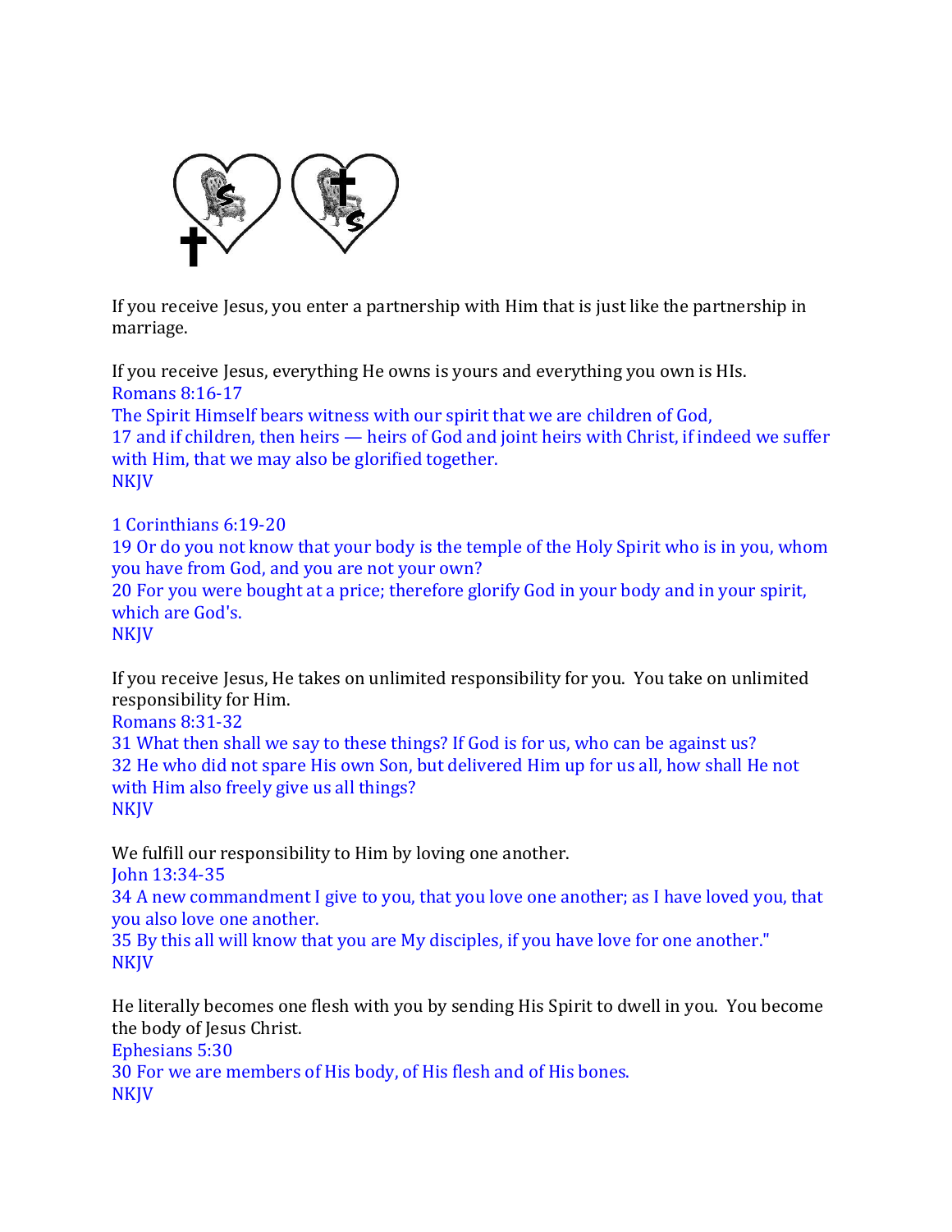If you receive Jesus, you enter a partnership with Him that is just like the partnership in marriage.

If you receive Jesus, everything He owns is yours and everything you own is HIs.
Romans 8:16-17
The Spirit Himself bears witness with our spirit that we are children of God,
17 and if children, then heirs — heirs of God and joint heirs with Christ, if indeed we suffer with Him, that we may also be glorified together.
NKJV

1 Corinthians 6:19-20
19 Or do you not know that your body is the temple of the Holy Spirit who is in you, whom you have from God, and you are not your own?
20 For you were bought at a price; therefore glorify God in your body and in your spirit, which are God's.
NKJV

If you receive Jesus, He takes on unlimited responsibility for you. You take on unlimited responsibility for Him.
Romans 8:31-32
31 What then shall we say to these things? If God is for us, who can be against us?
32 He who did not spare His own Son, but delivered Him up for us all, how shall He not with Him also freely give us all things?
NKJV

We fulfill our responsibility to Him by loving one another.
John 13:34-35
34 A new commandment I give to you, that you love one another; as I have loved you, that you also love one another.
35 By this all will know that you are My disciples, if you have love for one another."
NKJV

He literally becomes one flesh with you by sending His Spirit to dwell in you. You become the body of Jesus Christ.
Ephesians 5:30
30 For we are members of His body, of His flesh and of His bones.
NKJV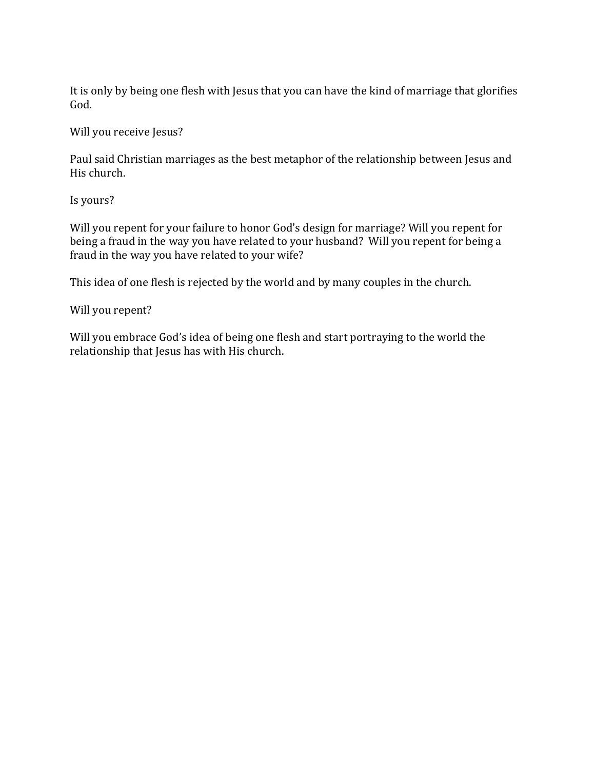It is only by being one flesh with Jesus that you can have the kind of marriage that glorifies God.

Will you receive Jesus?

Paul said Christian marriages as the best metaphor of the relationship between Jesus and His church.

Is yours?

Will you repent for your failure to honor God's design for marriage? Will you repent for being a fraud in the way you have related to your husband? Will you repent for being a fraud in the way you have related to your wife?

This idea of one flesh is rejected by the world and by many couples in the church.

Will you repent?

Will you embrace God's idea of being one flesh and start portraying to the world the relationship that Jesus has with His church.